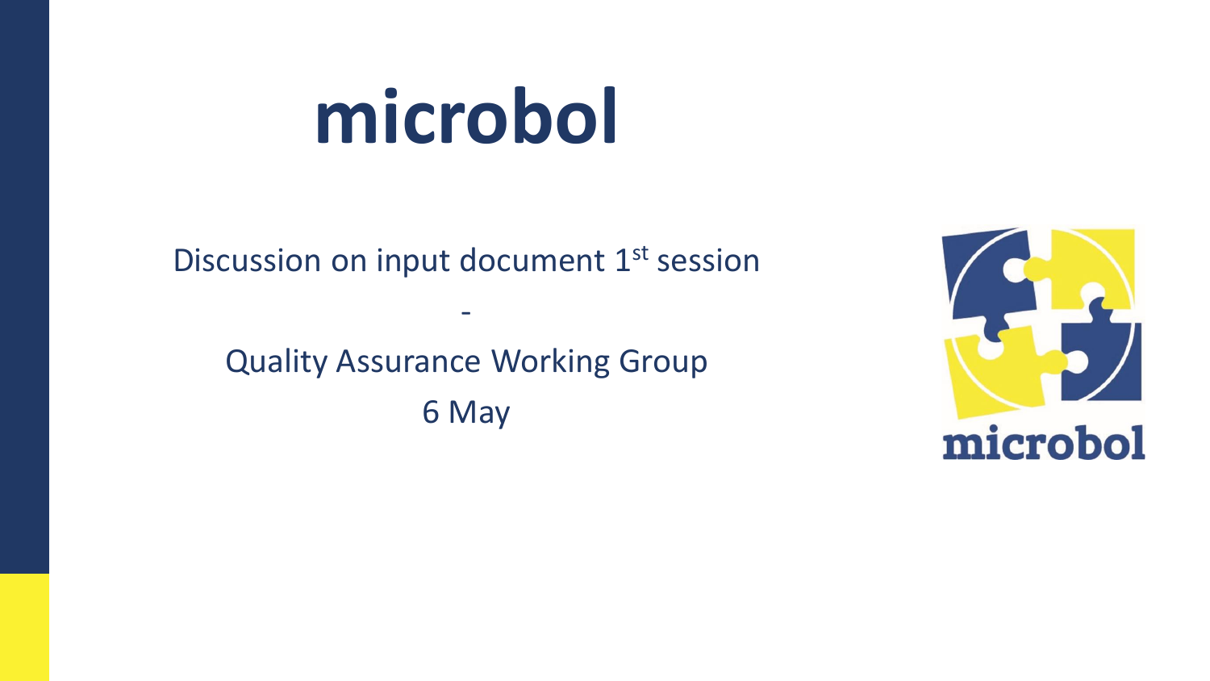# microbol

Discussion on input document 1st session

-

Quality Assurance Working Group

6 May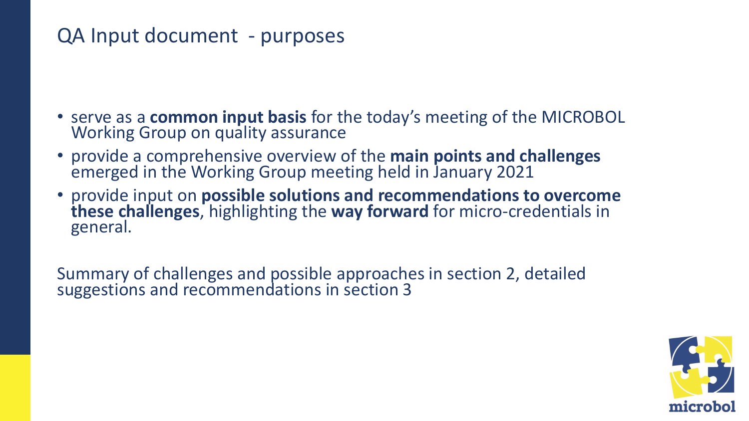# QA Input document - purposes

- serve as a **common input basis** for the today's meeting of the MICROBOL Working Group on quality assurance
- provide a comprehensive overview of the **main points and challenges** emerged in the Working Group meeting held in January 2021
- provide input on **possible solutions and recommendations to overcome these challenges**, highlighting the **way forward** for micro-credentials in general.

Summary of challenges and possible approaches in section 2, detailed suggestions and recommendations in section 3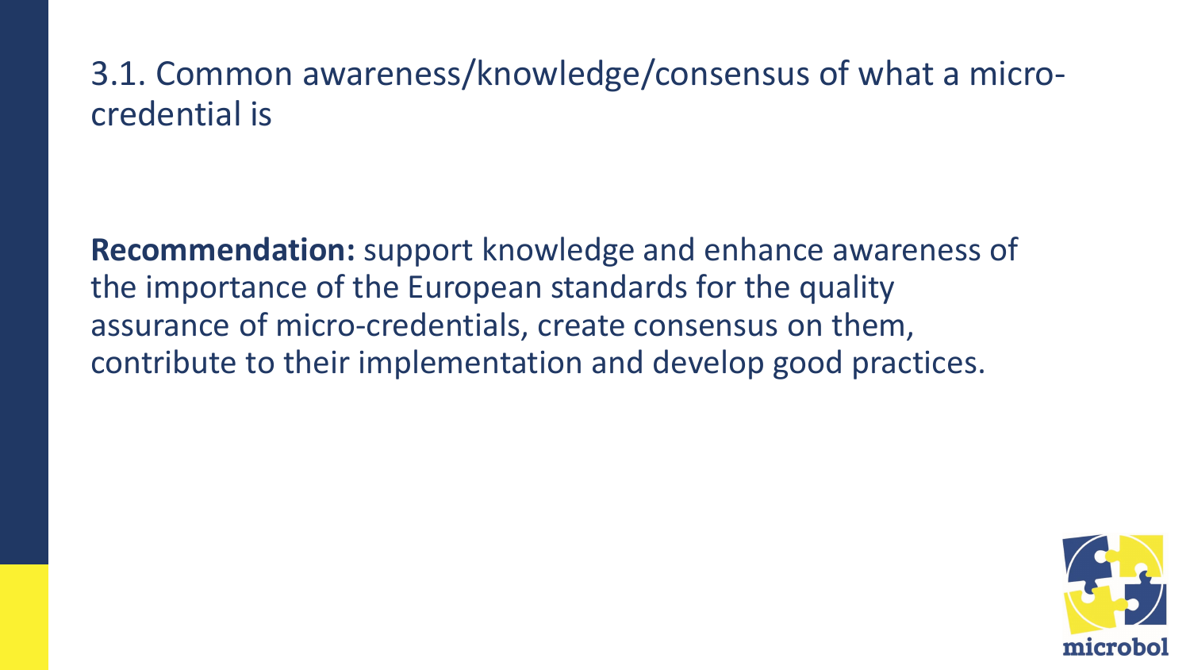## 3.1. Common awareness/knowledge/consensus of what a micro-credential is

**Recommendation:** support knowledge and enhance awareness of the importance of the European standards for the quality assurance of micro-credentials, create consensus on them, contribute to their implementation and develop good practices.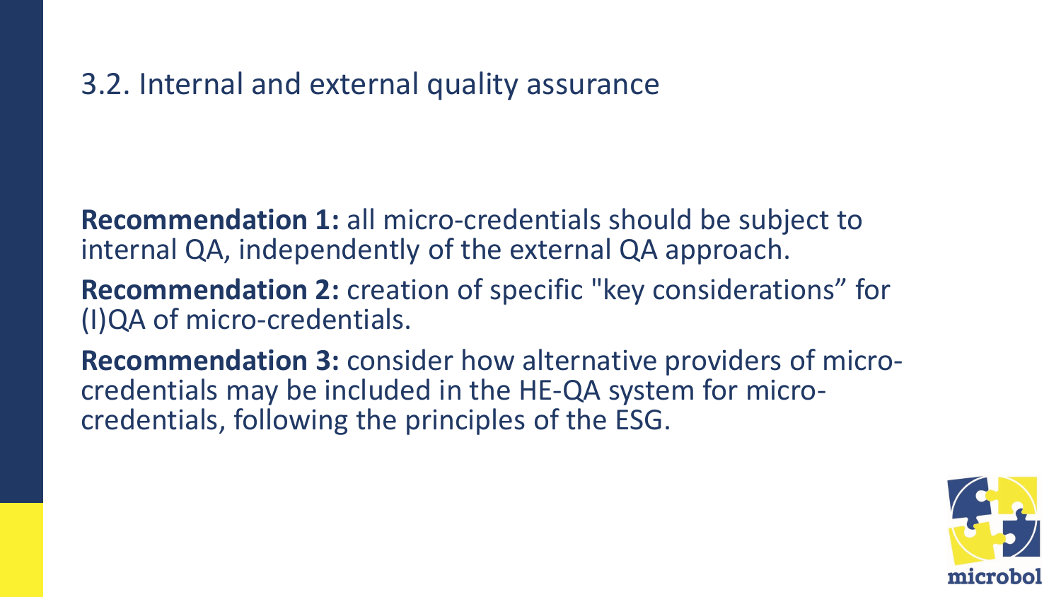## 3.2. Internal and external quality assurance

**Recommendation 1:** all micro-credentials should be subject to internal QA, independently of the external QA approach.

**Recommendation 2:** creation of specific "key considerations" for (I)QA of micro-credentials.

**Recommendation 3:** consider how alternative providers of micro-credentials may be included in the HE-QA system for micro-credentials, following the principles of the ESG.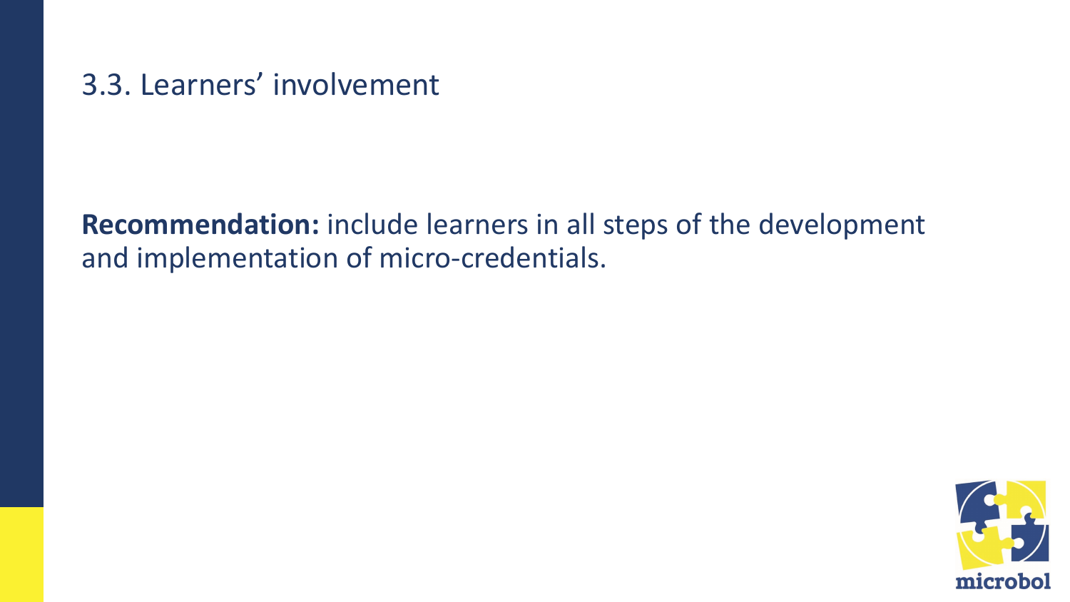## 3.3. Learners’ involvement

**Recommendation:** include learners in all steps of the development and implementation of micro-credentials.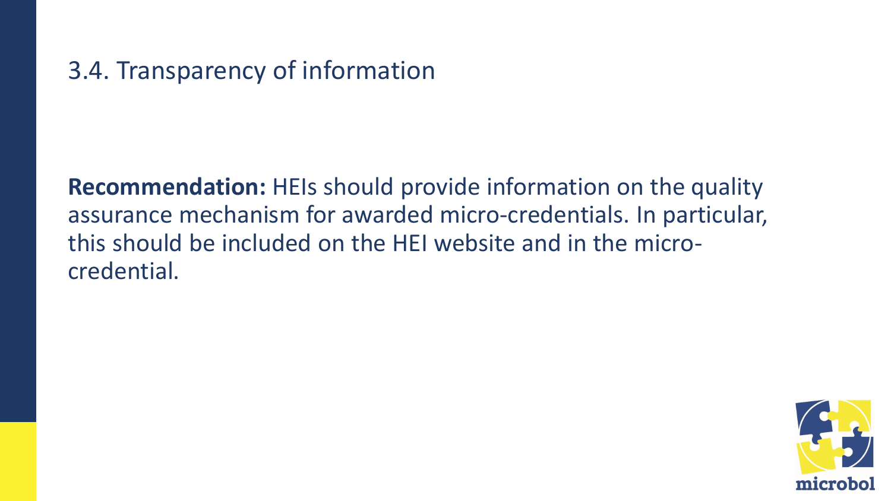## 3.4. Transparency of information

**Recommendation:** HEIs should provide information on the quality assurance mechanism for awarded micro-credentials. In particular, this should be included on the HEI website and in the micro-credential.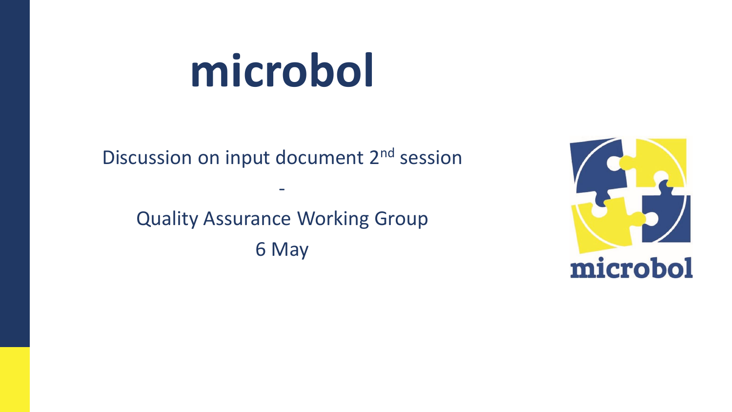# microbol

Discussion on input document 2nd session

-

Quality Assurance Working Group

6 May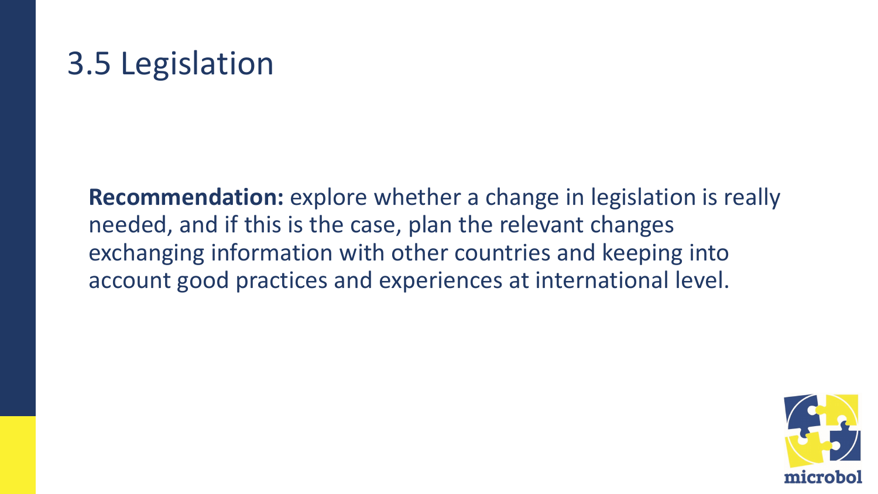# 3.5 Legislation

**Recommendation:** explore whether a change in legislation is really needed, and if this is the case, plan the relevant changes exchanging information with other countries and keeping into account good practices and experiences at international level.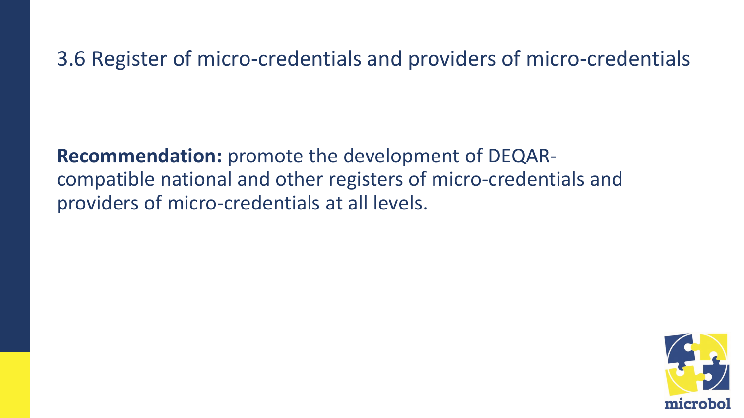## 3.6 Register of micro-credentials and providers of micro-credentials

**Recommendation:** promote the development of DEQAR-compatible national and other registers of micro-credentials and providers of micro-credentials at all levels.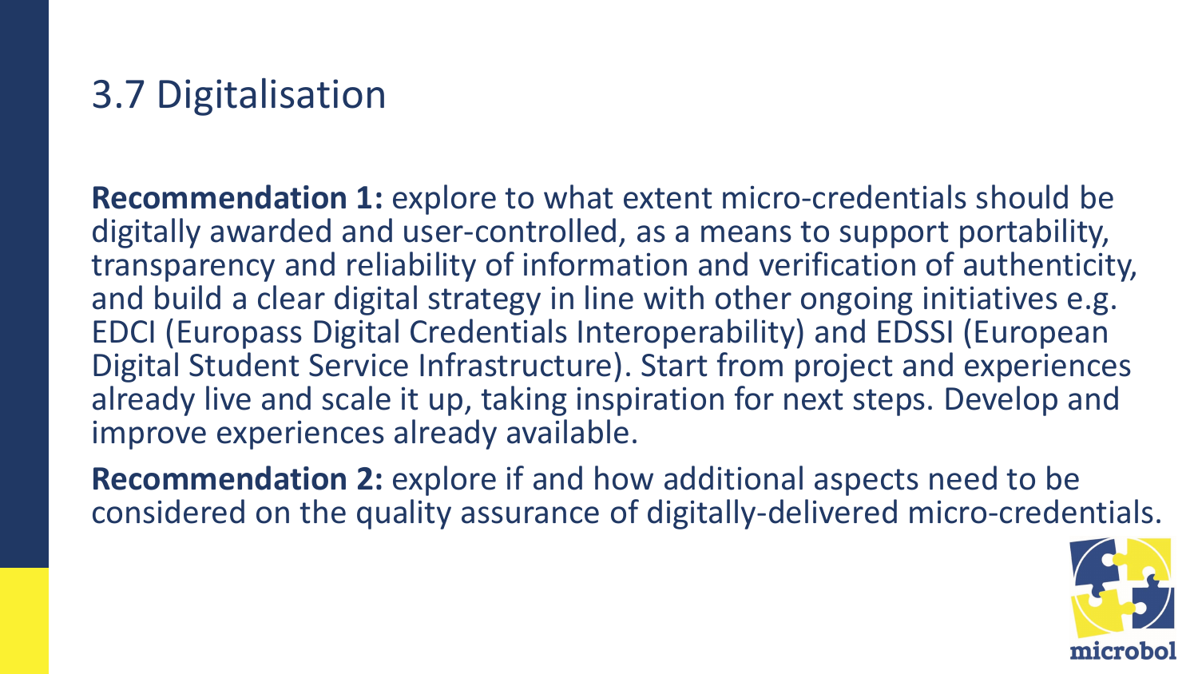# 3.7 Digitalisation

**Recommendation 1:** explore to what extent micro-credentials should be digitally awarded and user-controlled, as a means to support portability, transparency and reliability of information and verification of authenticity, and build a clear digital strategy in line with other ongoing initiatives e.g. EDCI (Europass Digital Credentials Interoperability) and EDSSI (European Digital Student Service Infrastructure). Start from project and experiences already live and scale it up, taking inspiration for next steps. Develop and improve experiences already available.

**Recommendation 2:** explore if and how additional aspects need to be considered on the quality assurance of digitally-delivered micro-credentials.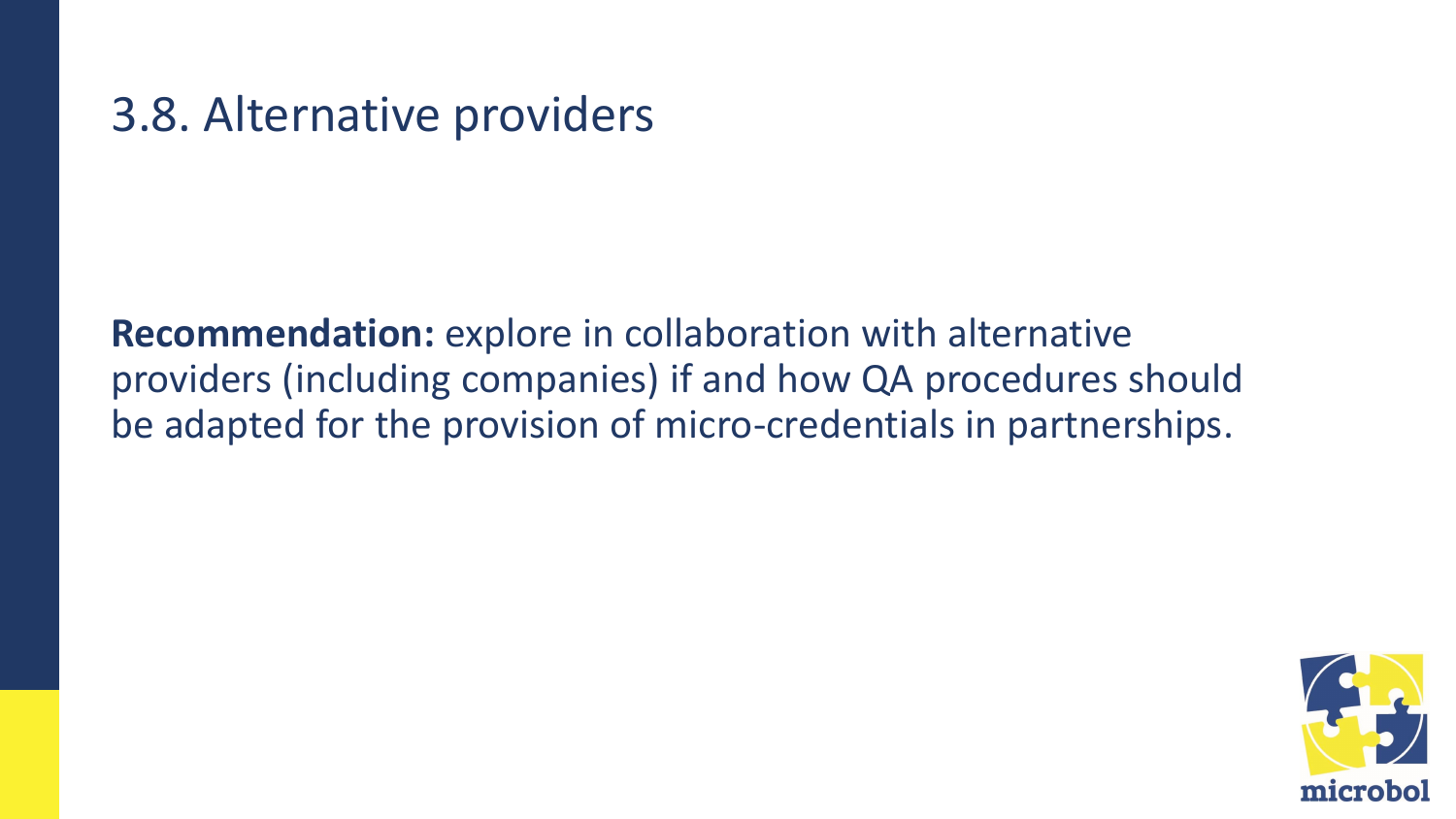# 3.8. Alternative providers

**Recommendation:** explore in collaboration with alternative providers (including companies) if and how QA procedures should be adapted for the provision of micro-credentials in partnerships.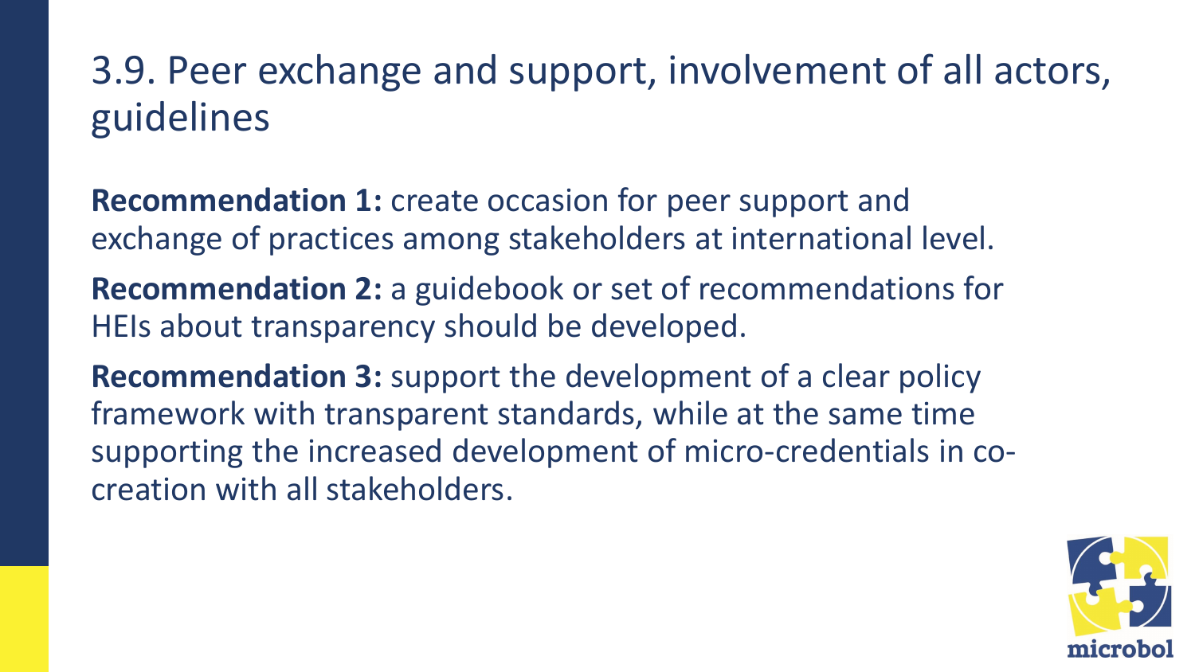## 3.9. Peer exchange and support, involvement of all actors, guidelines

**Recommendation 1:** create occasion for peer support and exchange of practices among stakeholders at international level.

**Recommendation 2:** a guidebook or set of recommendations for HEIs about transparency should be developed.

**Recommendation 3:** support the development of a clear policy framework with transparent standards, while at the same time supporting the increased development of micro-credentials in co-creation with all stakeholders.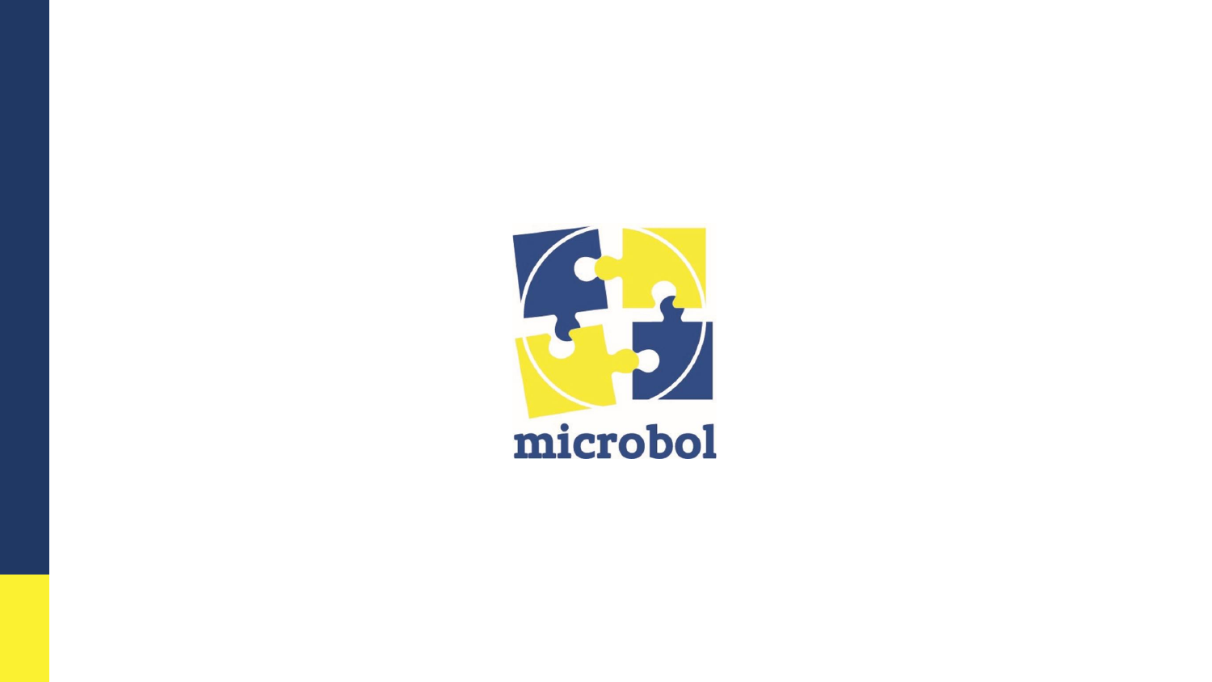microbol